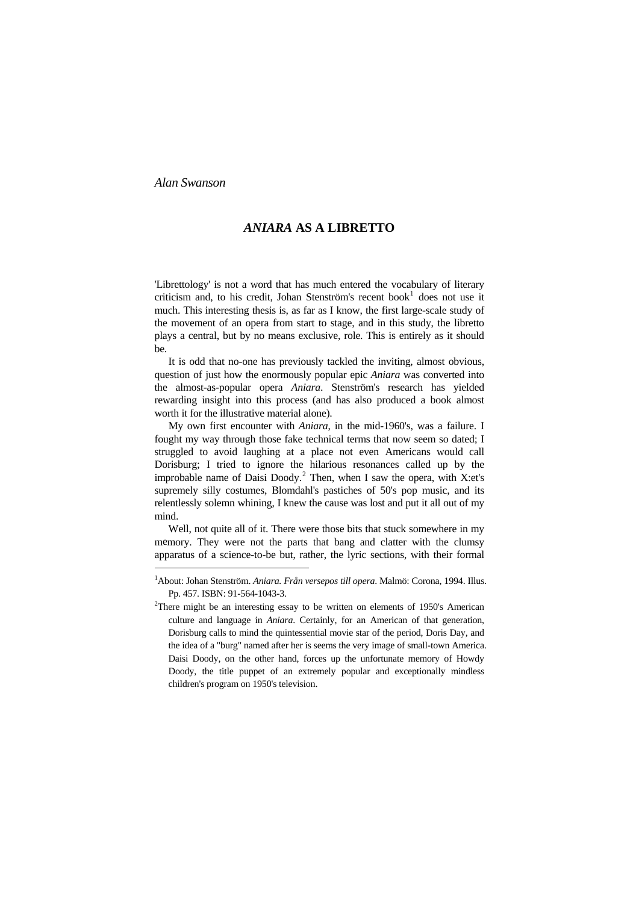*Alan Swanson*

# *ANIARA* AS A LIBRETTO

'Librettology' is not a word that has much entered the vocabulary of literary criticism and, to his credit, Johan Stenström's recent book[1] does not use it much. This interesting thesis is, as far as I know, the first large-scale study of the movement of an opera from start to stage, and in this study, the libretto plays a central, but by no means exclusive, role. This is entirely as it should be.

It is odd that no-one has previously tackled the inviting, almost obvious, question of just how the enormously popular epic *Aniara* was converted into the almost-as-popular opera *Aniara*. Stenström's research has yielded rewarding insight into this process (and has also produced a book almost worth it for the illustrative material alone).

My own first encounter with *Aniara*, in the mid-1960's, was a failure. I fought my way through those fake technical terms that now seem so dated; I struggled to avoid laughing at a place not even Americans would call Dorisburg; I tried to ignore the hilarious resonances called up by the improbable name of Daisi Doody.[2] Then, when I saw the opera, with X:et's supremely silly costumes, Blomdahl's pastiches of 50's pop music, and its relentlessly solemn whining, I knew the cause was lost and put it all out of my mind.

Well, not quite all of it. There were those bits that stuck somewhere in my memory. They were not the parts that bang and clatter with the clumsy apparatus of a science-to-be but, rather, the lyric sections, with their formal

---

[1]About: Johan Stenström. *Aniara. Från versepos till opera*. Malmö: Corona, 1994. Illus. Pp. 457. ISBN: 91-564-1043-3.

[2]There might be an interesting essay to be written on elements of 1950's American culture and language in *Aniara*. Certainly, for an American of that generation, Dorisburg calls to mind the quintessential movie star of the period, Doris Day, and the idea of a "burg" named after her is seems the very image of small-town America. Daisi Doody, on the other hand, forces up the unfortunate memory of Howdy Doody, the title puppet of an extremely popular and exceptionally mindless children's program on 1950's television.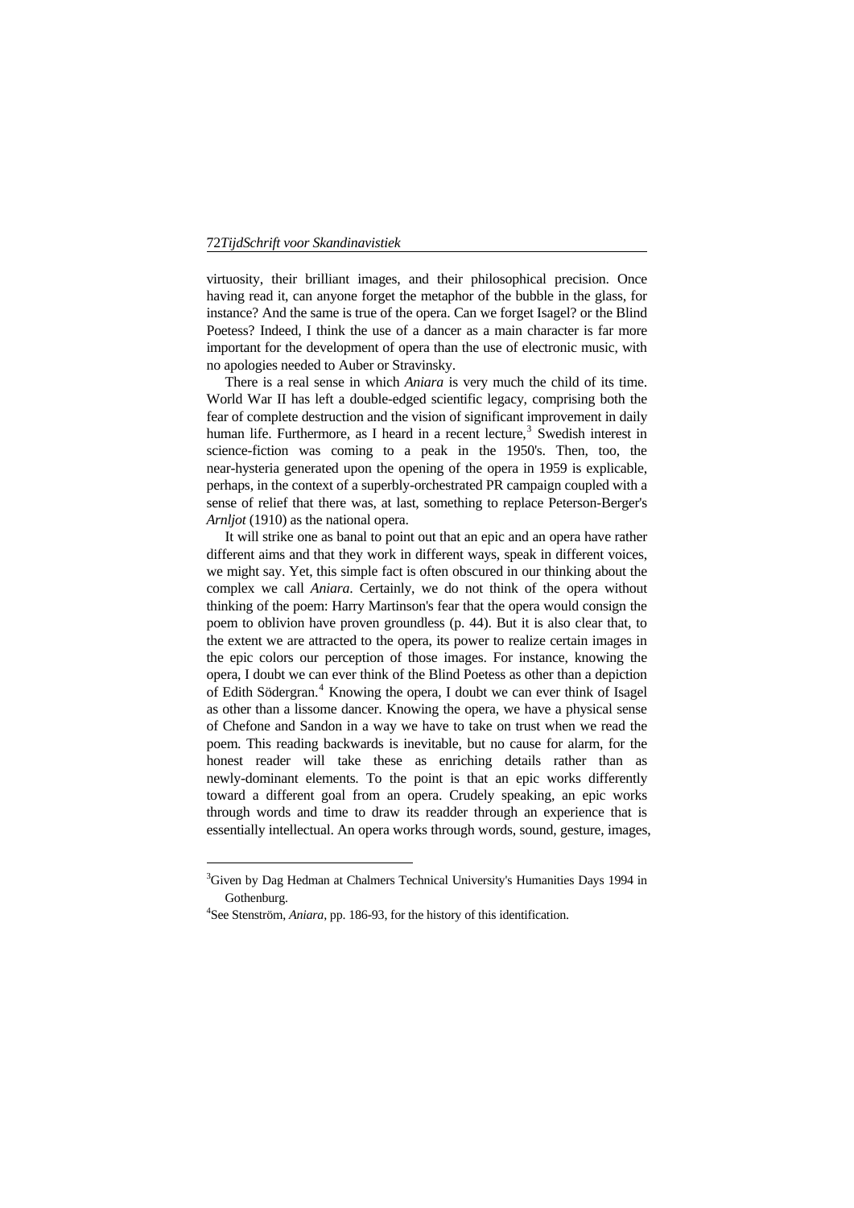virtuosity, their brilliant images, and their philosophical precision. Once having read it, can anyone forget the metaphor of the bubble in the glass, for instance? And the same is true of the opera. Can we forget Isagel? or the Blind Poetess? Indeed, I think the use of a dancer as a main character is far more important for the development of opera than the use of electronic music, with no apologies needed to Auber or Stravinsky.

There is a real sense in which *Aniara* is very much the child of its time. World War II has left a double-edged scientific legacy, comprising both the fear of complete destruction and the vision of significant improvement in daily human life. Furthermore, as I heard in a recent lecture,[3] Swedish interest in science-fiction was coming to a peak in the 1950's. Then, too, the near-hysteria generated upon the opening of the opera in 1959 is explicable, perhaps, in the context of a superbly-orchestrated PR campaign coupled with a sense of relief that there was, at last, something to replace Peterson-Berger's *Arnljot* (1910) as the national opera.

It will strike one as banal to point out that an epic and an opera have rather different aims and that they work in different ways, speak in different voices, we might say. Yet, this simple fact is often obscured in our thinking about the complex we call *Aniara*. Certainly, we do not think of the opera without thinking of the poem: Harry Martinson's fear that the opera would consign the poem to oblivion have proven groundless (p. 44). But it is also clear that, to the extent we are attracted to the opera, its power to realize certain images in the epic colors our perception of those images. For instance, knowing the opera, I doubt we can ever think of the Blind Poetess as other than a depiction of Edith Södergran.[4] Knowing the opera, I doubt we can ever think of Isagel as other than a lissome dancer. Knowing the opera, we have a physical sense of Chefone and Sandon in a way we have to take on trust when we read the poem. This reading backwards is inevitable, but no cause for alarm, for the honest reader will take these as enriching details rather than as newly-dominant elements. To the point is that an epic works differently toward a different goal from an opera. Crudely speaking, an epic works through words and time to draw its readder through an experience that is essentially intellectual. An opera works through words, sound, gesture, images,

---

[3]Given by Dag Hedman at Chalmers Technical University's Humanities Days 1994 in Gothenburg.

[4]See Stenström, *Aniara*, pp. 186-93, for the history of this identification.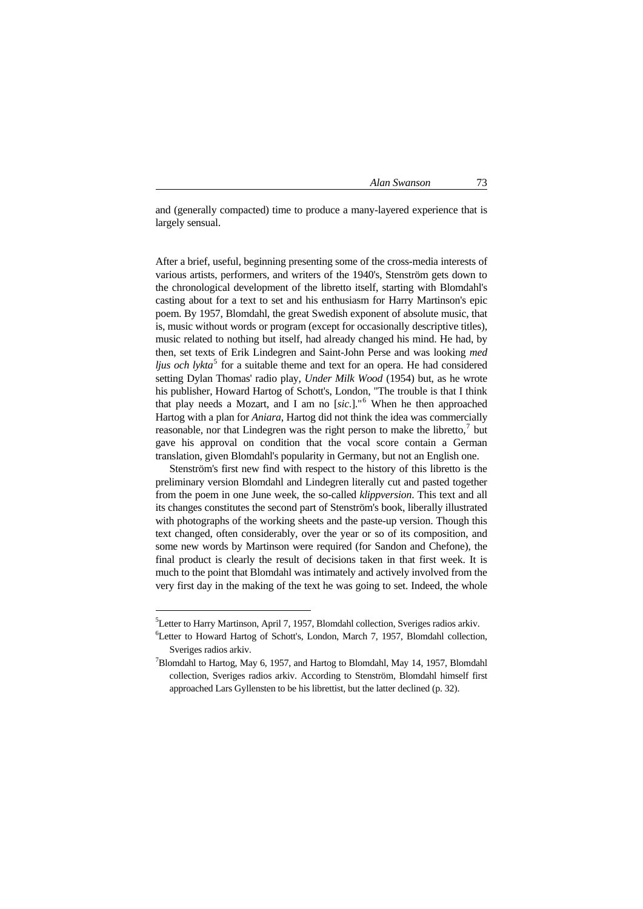and (generally compacted) time to produce a many-layered experience that is largely sensual.

After a brief, useful, beginning presenting some of the cross-media interests of various artists, performers, and writers of the 1940's, Stenström gets down to the chronological development of the libretto itself, starting with Blomdahl's casting about for a text to set and his enthusiasm for Harry Martinson's epic poem. By 1957, Blomdahl, the great Swedish exponent of absolute music, that is, music without words or program (except for occasionally descriptive titles), music related to nothing but itself, had already changed his mind. He had, by then, set texts of Erik Lindegren and Saint-John Perse and was looking *med ljus och lykta*[5] for a suitable theme and text for an opera. He had considered setting Dylan Thomas' radio play, *Under Milk Wood* (1954) but, as he wrote his publisher, Howard Hartog of Schott's, London, "The trouble is that I think that play needs a Mozart, and I am no [*sic.*]."[6] When he then approached Hartog with a plan for *Aniara*, Hartog did not think the idea was commercially reasonable, nor that Lindegren was the right person to make the libretto,[7] but gave his approval on condition that the vocal score contain a German translation, given Blomdahl's popularity in Germany, but not an English one.

Stenström's first new find with respect to the history of this libretto is the preliminary version Blomdahl and Lindegren literally cut and pasted together from the poem in one June week, the so-called *klippversion*. This text and all its changes constitutes the second part of Stenström's book, liberally illustrated with photographs of the working sheets and the paste-up version. Though this text changed, often considerably, over the year or so of its composition, and some new words by Martinson were required (for Sandon and Chefone), the final product is clearly the result of decisions taken in that first week. It is much to the point that Blomdahl was intimately and actively involved from the very first day in the making of the text he was going to set. Indeed, the whole

---

[5]Letter to Harry Martinson, April 7, 1957, Blomdahl collection, Sveriges radios arkiv.

[6]Letter to Howard Hartog of Schott's, London, March 7, 1957, Blomdahl collection, Sveriges radios arkiv.

[7]Blomdahl to Hartog, May 6, 1957, and Hartog to Blomdahl, May 14, 1957, Blomdahl collection, Sveriges radios arkiv. According to Stenström, Blomdahl himself first approached Lars Gyllensten to be his librettist, but the latter declined (p. 32).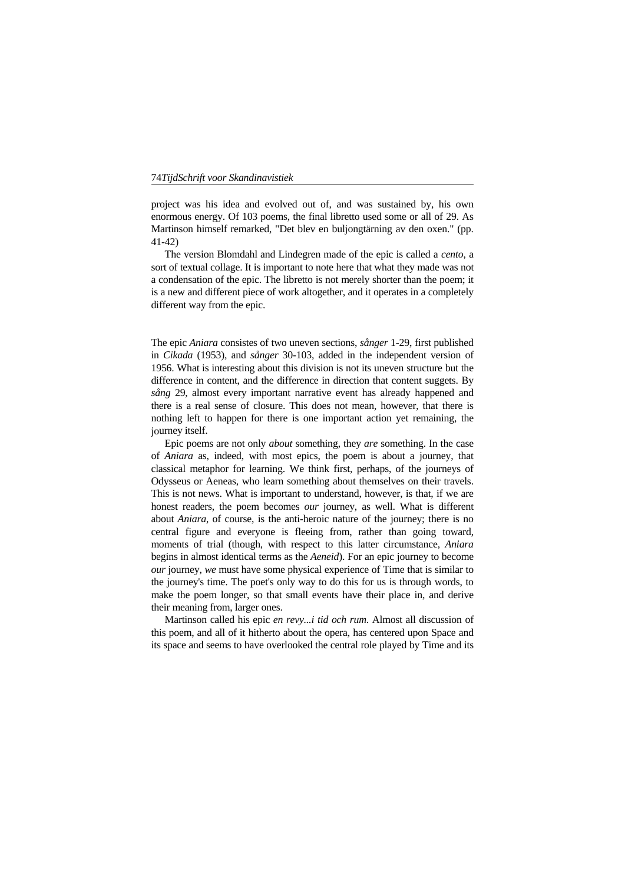project was his idea and evolved out of, and was sustained by, his own enormous energy. Of 103 poems, the final libretto used some or all of 29. As Martinson himself remarked, "Det blev en buljongtärning av den oxen." (pp. 41-42)

The version Blomdahl and Lindegren made of the epic is called a *cento*, a sort of textual collage. It is important to note here that what they made was not a condensation of the epic. The libretto is not merely shorter than the poem; it is a new and different piece of work altogether, and it operates in a completely different way from the epic.

The epic *Aniara* consistes of two uneven sections, *sånger* 1-29, first published in *Cikada* (1953), and *sånger* 30-103, added in the independent version of 1956. What is interesting about this division is not its uneven structure but the difference in content, and the difference in direction that content suggets. By *sång* 29, almost every important narrative event has already happened and there is a real sense of closure. This does not mean, however, that there is nothing left to happen for there is one important action yet remaining, the journey itself.

Epic poems are not only *about* something, they *are* something. In the case of *Aniara* as, indeed, with most epics, the poem is about a journey, that classical metaphor for learning. We think first, perhaps, of the journeys of Odysseus or Aeneas, who learn something about themselves on their travels. This is not news. What is important to understand, however, is that, if we are honest readers, the poem becomes *our* journey, as well. What is different about *Aniara*, of course, is the anti-heroic nature of the journey; there is no central figure and everyone is fleeing from, rather than going toward, moments of trial (though, with respect to this latter circumstance, *Aniara* begins in almost identical terms as the *Aeneid*). For an epic journey to become *our* journey, *we* must have some physical experience of Time that is similar to the journey's time. The poet's only way to do this for us is through words, to make the poem longer, so that small events have their place in, and derive their meaning from, larger ones.

Martinson called his epic *en revy...i tid och rum.* Almost all discussion of this poem, and all of it hitherto about the opera, has centered upon Space and its space and seems to have overlooked the central role played by Time and its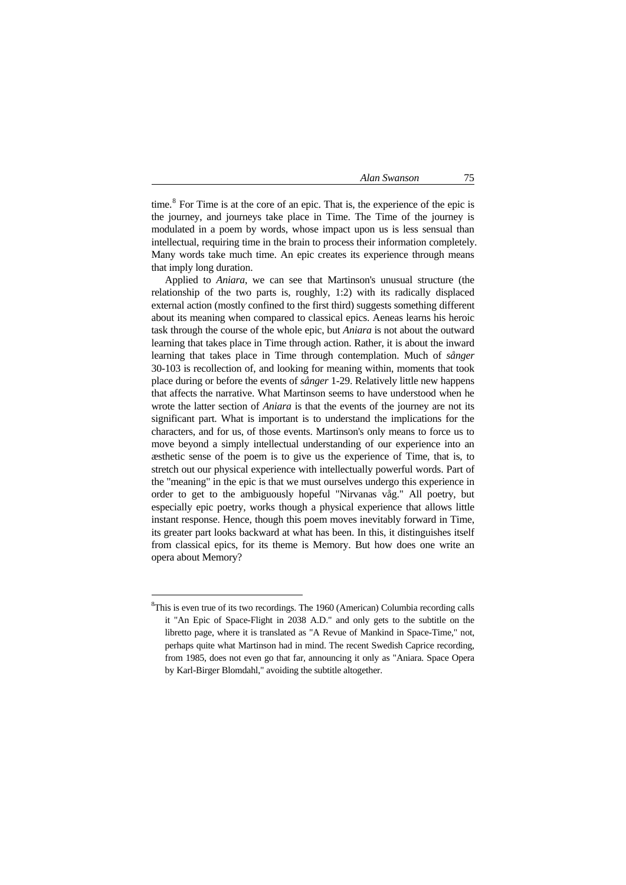time.[8] For Time is at the core of an epic. That is, the experience of the epic is the journey, and journeys take place in Time. The Time of the journey is modulated in a poem by words, whose impact upon us is less sensual than intellectual, requiring time in the brain to process their information completely. Many words take much time. An epic creates its experience through means that imply long duration.

Applied to *Aniara*, we can see that Martinson's unusual structure (the relationship of the two parts is, roughly, 1:2) with its radically displaced external action (mostly confined to the first third) suggests something different about its meaning when compared to classical epics. Aeneas learns his heroic task through the course of the whole epic, but *Aniara* is not about the outward learning that takes place in Time through action. Rather, it is about the inward learning that takes place in Time through contemplation. Much of ***sånger*** 30-103 is recollection of, and looking for meaning within, moments that took place during or before the events of *sånger* 1-29. Relatively little new happens that affects the narrative. What Martinson seems to have understood when he wrote the latter section of *Aniara* is that the events of the journey are not its significant part. What is important is to understand the implications for the characters, and for us, of those events. Martinson's only means to force us to move beyond a simply intellectual understanding of our experience into an æsthetic sense of the poem is to give us the experience of Time, that is, to stretch out our physical experience with intellectually powerful words. Part of the "meaning" in the epic is that we must ourselves undergo this experience in order to get to the ambiguously hopeful "Nirvanas våg." All poetry, but especially epic poetry, works though a physical experience that allows little instant response. Hence, though this poem moves inevitably forward in Time, its greater part looks backward at what has been. In this, it distinguishes itself from classical epics, for its theme is Memory. But how does one write an opera about Memory?

---

[8]This is even true of its two recordings. The 1960 (American) Columbia recording calls it "An Epic of Space-Flight in 2038 A.D." and only gets to the subtitle on the libretto page, where it is translated as "A Revue of Mankind in Space-Time," not, perhaps quite what Martinson had in mind. The recent Swedish Caprice recording, from 1985, does not even go that far, announcing it only as "Aniara. Space Opera by Karl-Birger Blomdahl," avoiding the subtitle altogether.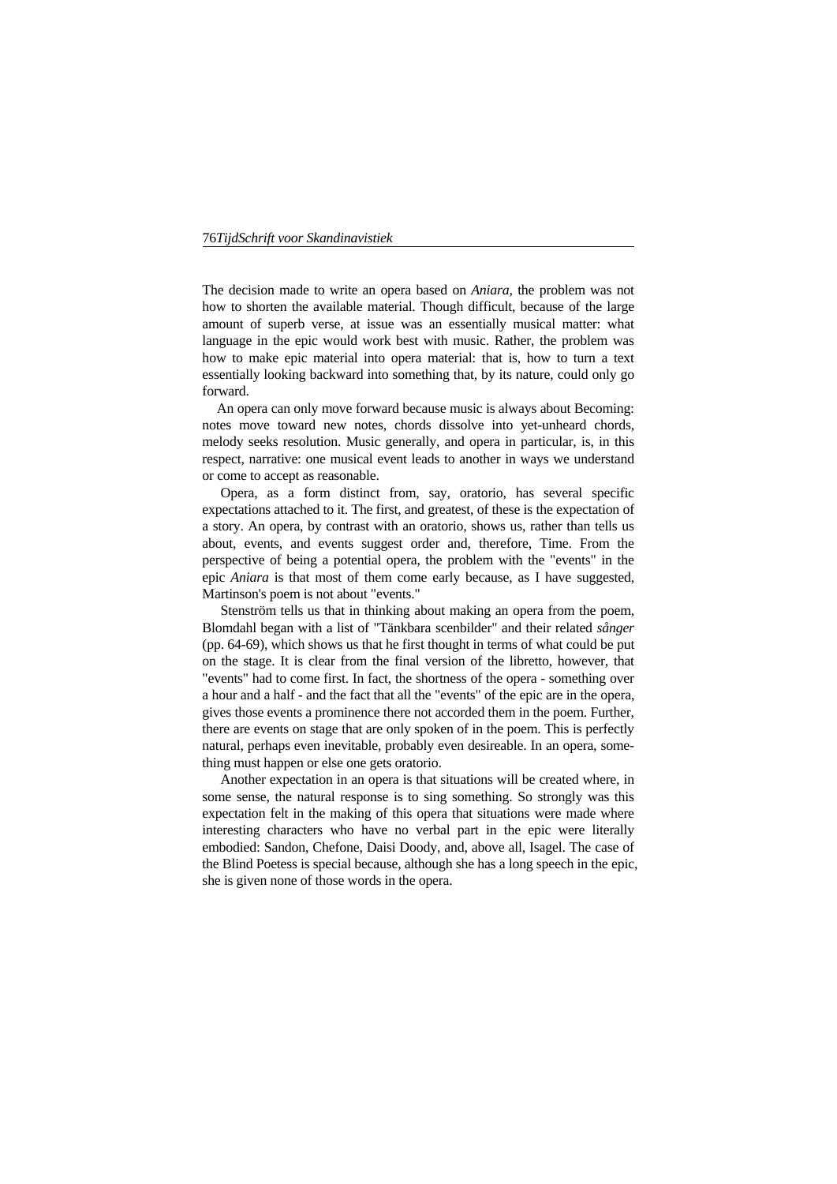The decision made to write an opera based on *Aniara,* the problem was not how to shorten the available material. Though difficult, because of the large amount of superb verse, at issue was an essentially musical matter: what language in the epic would work best with music. Rather, the problem was how to make epic material into opera material: that is, how to turn a text essentially looking backward into something that, by its nature, could only go forward.

An opera can only move forward because music is always about Becoming: notes move toward new notes, chords dissolve into yet-unheard chords, melody seeks resolution. Music generally, and opera in particular, is, in this respect, narrative: one musical event leads to another in ways we understand or come to accept as reasonable.

Opera, as a form distinct from, say, oratorio, has several specific expectations attached to it. The first, and greatest, of these is the expectation of a story. An opera, by contrast with an oratorio, shows us, rather than tells us about, events, and events suggest order and, therefore, Time. From the perspective of being a potential opera, the problem with the "events" in the epic *Aniara* is that most of them come early because, as I have suggested, Martinson's poem is not about "events."

Stenström tells us that in thinking about making an opera from the poem, Blomdahl began with a list of "Tänkbara scenbilder" and their related *sånger* (pp. 64-69), which shows us that he first thought in terms of what could be put on the stage. It is clear from the final version of the libretto, however, that "events" had to come first. In fact, the shortness of the opera - something over a hour and a half - and the fact that all the "events" of the epic are in the opera, gives those events a prominence there not accorded them in the poem. Further, there are events on stage that are only spoken of in the poem. This is perfectly natural, perhaps even inevitable, probably even desireable. In an opera, something must happen or else one gets oratorio.

Another expectation in an opera is that situations will be created where, in some sense, the natural response is to sing something. So strongly was this expectation felt in the making of this opera that situations were made where interesting characters who have no verbal part in the epic were literally embodied: Sandon, Chefone, Daisi Doody, and, above all, Isagel. The case of the Blind Poetess is special because, although she has a long speech in the epic, she is given none of those words in the opera.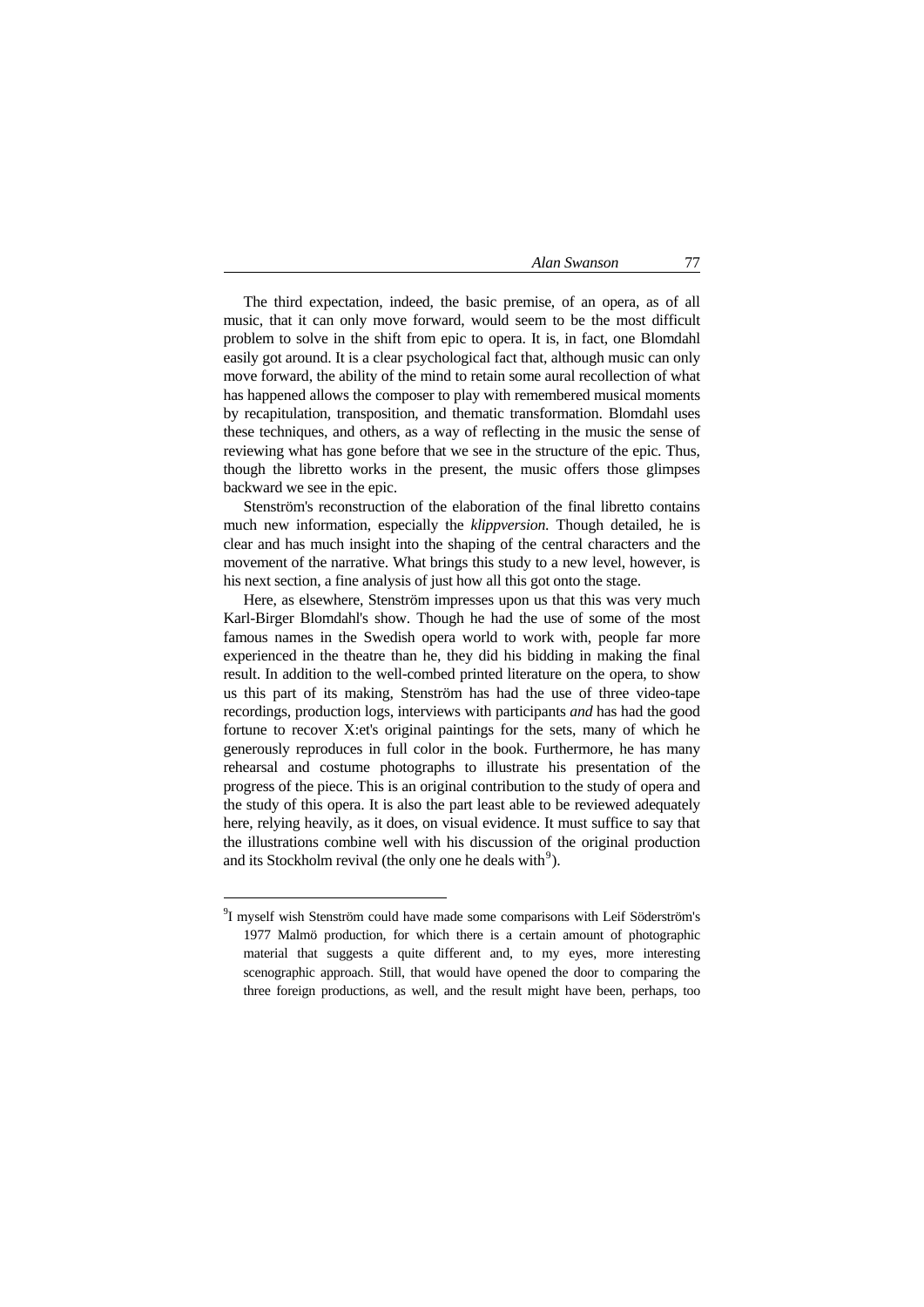The third expectation, indeed, the basic premise, of an opera, as of all music, that it can only move forward, would seem to be the most difficult problem to solve in the shift from epic to opera. It is, in fact, one Blomdahl easily got around. It is a clear psychological fact that, although music can only move forward, the ability of the mind to retain some aural recollection of what has happened allows the composer to play with remembered musical moments by recapitulation, transposition, and thematic transformation. Blomdahl uses these techniques, and others, as a way of reflecting in the music the sense of reviewing what has gone before that we see in the structure of the epic. Thus, though the libretto works in the present, the music offers those glimpses backward we see in the epic.

Stenström's reconstruction of the elaboration of the final libretto contains much new information, especially the *klippversion.* Though detailed, he is clear and has much insight into the shaping of the central characters and the movement of the narrative. What brings this study to a new level, however, is his next section, a fine analysis of just how all this got onto the stage.

Here, as elsewhere, Stenström impresses upon us that this was very much Karl-Birger Blomdahl's show. Though he had the use of some of the most famous names in the Swedish opera world to work with, people far more experienced in the theatre than he, they did his bidding in making the final result. In addition to the well-combed printed literature on the opera, to show us this part of its making, Stenström has had the use of three video-tape recordings, production logs, interviews with participants *and* has had the good fortune to recover X:et's original paintings for the sets, many of which he generously reproduces in full color in the book. Furthermore, he has many rehearsal and costume photographs to illustrate his presentation of the progress of the piece. This is an original contribution to the study of opera and the study of this opera. It is also the part least able to be reviewed adequately here, relying heavily, as it does, on visual evidence. It must suffice to say that the illustrations combine well with his discussion of the original production and its Stockholm revival (the only one he deals with[9]).

---

[9]I myself wish Stenström could have made some comparisons with Leif Söderström's 1977 Malmö production, for which there is a certain amount of photographic material that suggests a quite different and, to my eyes, more interesting scenographic approach. Still, that would have opened the door to comparing the three foreign productions, as well, and the result might have been, perhaps, too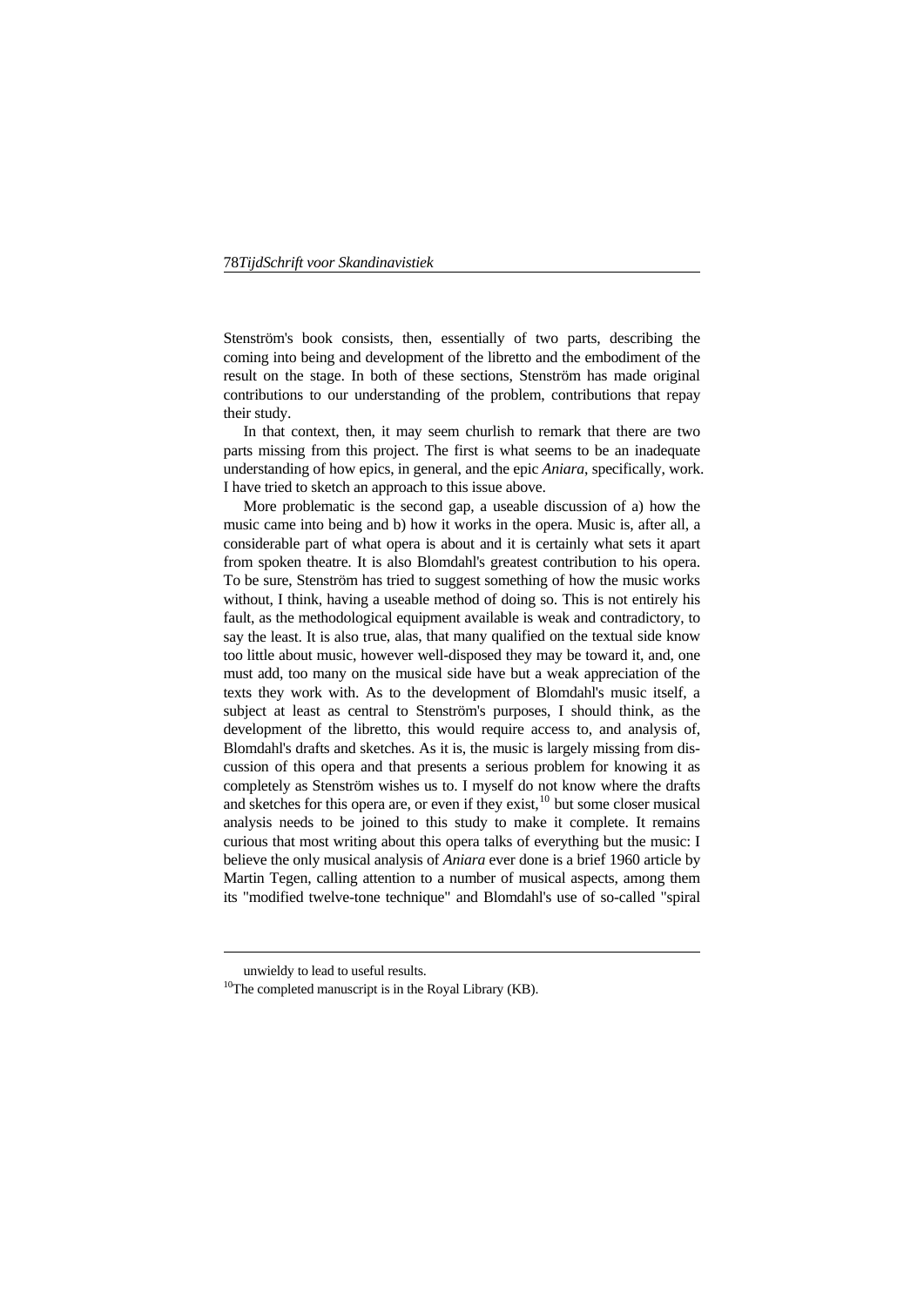Stenström's book consists, then, essentially of two parts, describing the coming into being and development of the libretto and the embodiment of the result on the stage. In both of these sections, Stenström has made original contributions to our understanding of the problem, contributions that repay their study.

In that context, then, it may seem churlish to remark that there are two parts missing from this project. The first is what seems to be an inadequate understanding of how epics, in general, and the epic *Aniara*, specifically, work. I have tried to sketch an approach to this issue above.

More problematic is the second gap, a useable discussion of a) how the music came into being and b) how it works in the opera. Music is, after all, a considerable part of what opera is about and it is certainly what sets it apart from spoken theatre. It is also Blomdahl's greatest contribution to his opera. To be sure, Stenström has tried to suggest something of how the music works without, I think, having a useable method of doing so. This is not entirely his fault, as the methodological equipment available is weak and contradictory, to say the least. It is also true, alas, that many qualified on the textual side know too little about music, however well-disposed they may be toward it, and, one must add, too many on the musical side have but a weak appreciation of the texts they work with. As to the development of Blomdahl's music itself, a subject at least as central to Stenström's purposes, I should think, as the development of the libretto, this would require access to, and analysis of, Blomdahl's drafts and sketches. As it is, the music is largely missing from discussion of this opera and that presents a serious problem for knowing it as completely as Stenström wishes us to. I myself do not know where the drafts and sketches for this opera are, or even if they exist,[10] but some closer musical analysis needs to be joined to this study to make it complete. It remains curious that most writing about this opera talks of everything but the music: I believe the only musical analysis of *Aniara* ever done is a brief 1960 article by Martin Tegen, calling attention to a number of musical aspects, among them its "modified twelve-tone technique" and Blomdahl's use of so-called "spiral

---

unwieldy to lead to useful results.

[10]The completed manuscript is in the Royal Library (KB).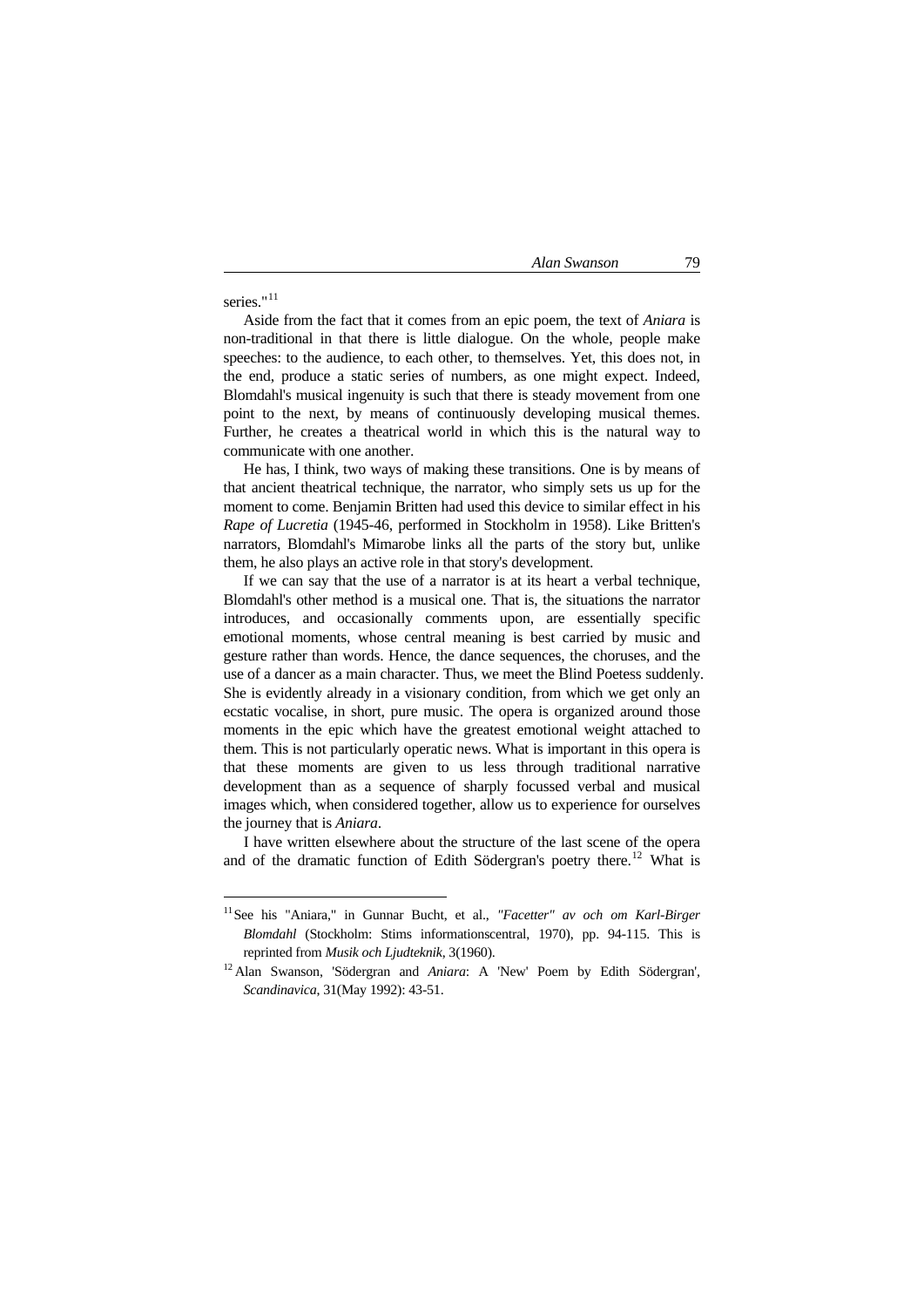series."[11]

Aside from the fact that it comes from an epic poem, the text of *Aniara* is non-traditional in that there is little dialogue. On the whole, people make speeches: to the audience, to each other, to themselves. Yet, this does not, in the end, produce a static series of numbers, as one might expect. Indeed, Blomdahl's musical ingenuity is such that there is steady movement from one point to the next, by means of continuously developing musical themes. Further, he creates a theatrical world in which this is the natural way to communicate with one another.

He has, I think, two ways of making these transitions. One is by means of that ancient theatrical technique, the narrator, who simply sets us up for the moment to come. Benjamin Britten had used this device to similar effect in his *Rape of Lucretia* (1945-46, performed in Stockholm in 1958). Like Britten's narrators, Blomdahl's Mimarobe links all the parts of the story but, unlike them, he also plays an active role in that story's development.

If we can say that the use of a narrator is at its heart a verbal technique, Blomdahl's other method is a musical one. That is, the situations the narrator introduces, and occasionally comments upon, are essentially specific emotional moments, whose central meaning is best carried by music and gesture rather than words. Hence, the dance sequences, the choruses, and the use of a dancer as a main character. Thus, we meet the Blind Poetess suddenly. She is evidently already in a visionary condition, from which we get only an ecstatic vocalise, in short, pure music. The opera is organized around those moments in the epic which have the greatest emotional weight attached to them. This is not particularly operatic news. What is important in this opera is that these moments are given to us less through traditional narrative development than as a sequence of sharply focussed verbal and musical images which, when considered together, allow us to experience for ourselves the journey that is *Aniara*.

I have written elsewhere about the structure of the last scene of the opera and of the dramatic function of Edith Södergran's poetry there.[12] What is

---

[11] See his "Aniara," in Gunnar Bucht, et al., *"Facetter" av och om Karl-Birger Blomdahl* (Stockholm: Stims informationscentral, 1970), pp. 94-115. This is reprinted from *Musik och Ljudteknik*, 3(1960).

[12] Alan Swanson, 'Södergran and *Aniara*: A 'New' Poem by Edith Södergran', *Scandinavica*, 31(May 1992): 43-51.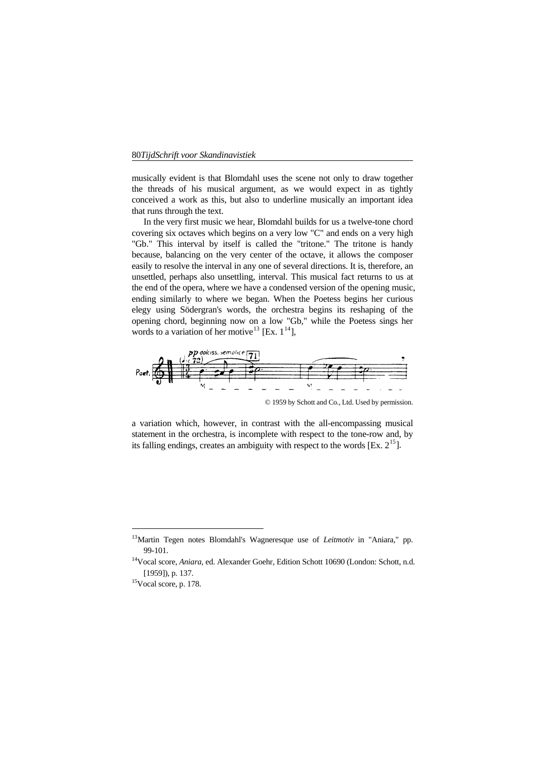musically evident is that Blomdahl uses the scene not only to draw together the threads of his musical argument, as we would expect in as tightly conceived a work as this, but also to underline musically an important idea that runs through the text.

In the very first music we hear, Blomdahl builds for us a twelve-tone chord covering six octaves which begins on a very low "C" and ends on a very high "Gb." This interval by itself is called the "tritone." The tritone is handy because, balancing on the very center of the octave, it allows the composer easily to resolve the interval in any one of several directions. It is, therefore, an unsettled, perhaps also unsettling, interval. This musical fact returns to us at the end of the opera, where we have a condensed version of the opening music, ending similarly to where we began. When the Poetess begins her curious elegy using Södergran's words, the orchestra begins its reshaping of the opening chord, beginning now on a low "Gb," while the Poetess sings her words to a variation of her motive[13] [Ex. 1[14]],

© 1959 by Schott and Co., Ltd. Used by permission.

a variation which, however, in contrast with the all-encompassing musical statement in the orchestra, is incomplete with respect to the tone-row and, by its falling endings, creates an ambiguity with respect to the words [Ex. 2[15]].

---

[13] Martin Tegen notes Blomdahl's Wagneresque use of *Leitmotiv* in "Aniara," pp. 99-101.

[14] Vocal score, *Aniara*, ed. Alexander Goehr, Edition Schott 10690 (London: Schott, n.d. [1959]), p. 137.

[15] Vocal score, p. 178.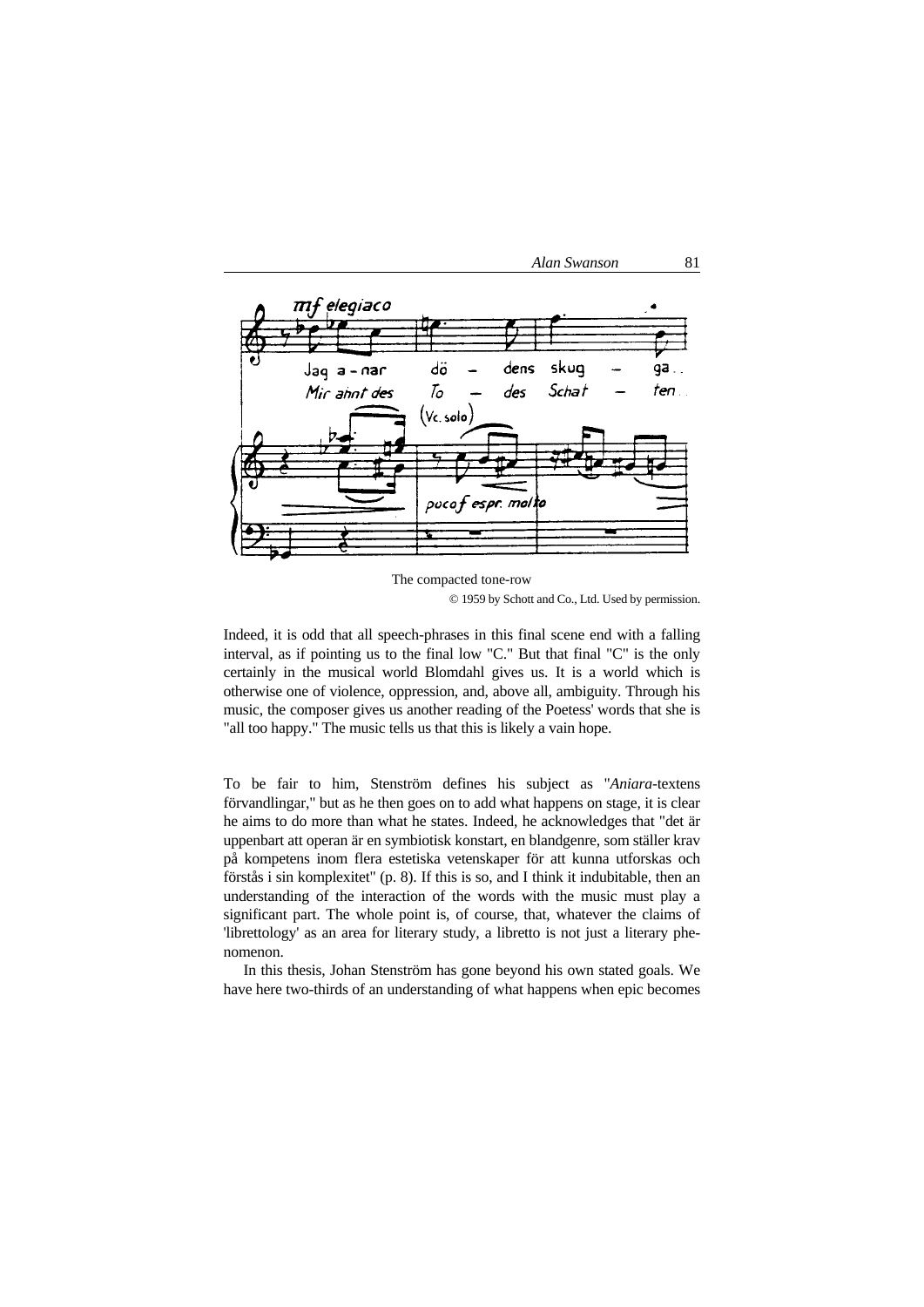The compacted tone-row

© 1959 by Schott and Co., Ltd. Used by permission.

Indeed, it is odd that all speech-phrases in this final scene end with a falling interval, as if pointing us to the final low "C." But that final "C" is the only certainly in the musical world Blomdahl gives us. It is a world which is otherwise one of violence, oppression, and, above all, ambiguity. Through his music, the composer gives us another reading of the Poetess' words that she is "all too happy." The music tells us that this is likely a vain hope.

To be fair to him, Stenström defines his subject as "*Aniara*-textens förvandlingar," but as he then goes on to add what happens on stage, it is clear he aims to do more than what he states. Indeed, he acknowledges that "det är uppenbart att operan är en symbiotisk konstart, en blandgenre, som ställer krav på kompetens inom flera estetiska vetenskaper för att kunna utforskas och förstås i sin komplexitet" (p. 8). If this is so, and I think it indubitable, then an understanding of the interaction of the words with the music must play a significant part. The whole point is, of course, that, whatever the claims of 'librettology' as an area for literary study, a libretto is not just a literary phenomenon.

In this thesis, Johan Stenström has gone beyond his own stated goals. We have here two-thirds of an understanding of what happens when epic becomes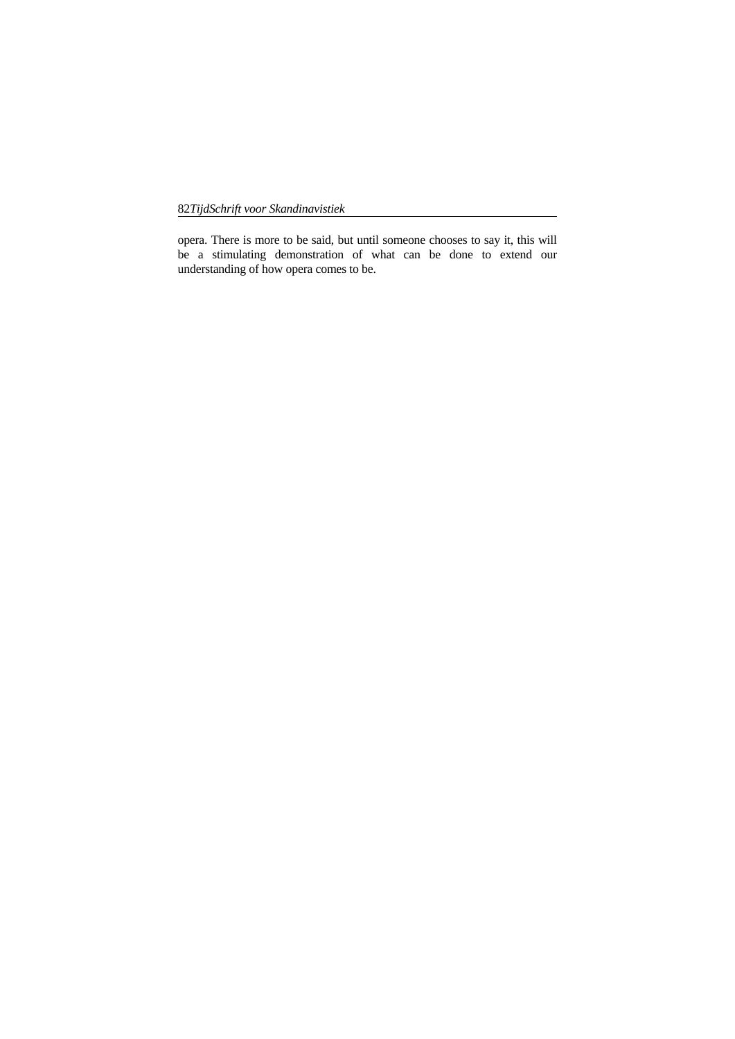opera. There is more to be said, but until someone chooses to say it, this will be a stimulating demonstration of what can be done to extend our understanding of how opera comes to be.